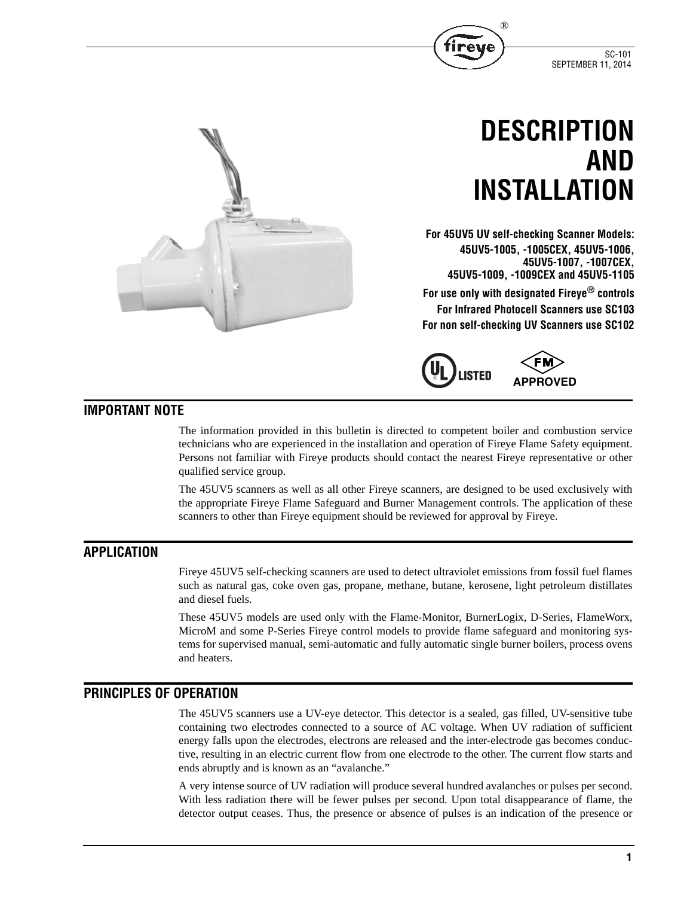# DESCRIPTION AND INSTALLATION

**For 45UV5 UV self-checking Scanner Models:**
**45UV5-1005, -1005CEX, 45UV5-1006,**
**45UV5-1007, -1007CEX,**
**45UV5-1009, -1009CEX and 45UV5-1105**

**For use only with designated Fireye® controls**
**For Infrared Photocell Scanners use SC103**
**For non self-checking UV Scanners use SC102**

UL LISTED

FM APPROVED

## IMPORTANT NOTE

The information provided in this bulletin is directed to competent boiler and combustion service technicians who are experienced in the installation and operation of Fireye Flame Safety equipment. Persons not familiar with Fireye products should contact the nearest Fireye representative or other qualified service group.

The 45UV5 scanners as well as all other Fireye scanners, are designed to be used exclusively with the appropriate Fireye Flame Safeguard and Burner Management controls. The application of these scanners to other than Fireye equipment should be reviewed for approval by Fireye.

## APPLICATION

Fireye 45UV5 self-checking scanners are used to detect ultraviolet emissions from fossil fuel flames such as natural gas, coke oven gas, propane, methane, butane, kerosene, light petroleum distillates and diesel fuels.

These 45UV5 models are used only with the Flame-Monitor, BurnerLogix, D-Series, FlameWorx, MicroM and some P-Series Fireye control models to provide flame safeguard and monitoring systems for supervised manual, semi-automatic and fully automatic single burner boilers, process ovens and heaters.

## PRINCIPLES OF OPERATION

The 45UV5 scanners use a UV-eye detector. This detector is a sealed, gas filled, UV-sensitive tube containing two electrodes connected to a source of AC voltage. When UV radiation of sufficient energy falls upon the electrodes, electrons are released and the inter-electrode gas becomes conductive, resulting in an electric current flow from one electrode to the other. The current flow starts and ends abruptly and is known as an "avalanche."

A very intense source of UV radiation will produce several hundred avalanches or pulses per second. With less radiation there will be fewer pulses per second. Upon total disappearance of flame, the detector output ceases. Thus, the presence or absence of pulses is an indication of the presence or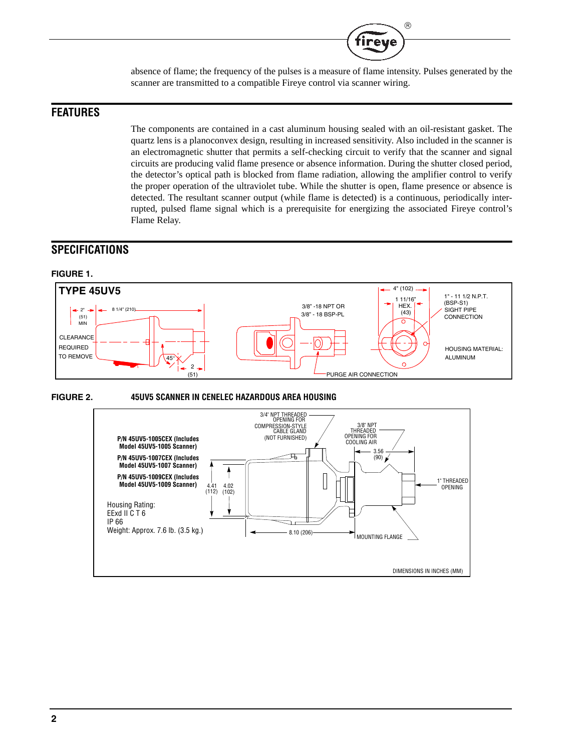absence of flame; the frequency of the pulses is a measure of flame intensity. Pulses generated by the scanner are transmitted to a compatible Fireye control via scanner wiring.

## FEATURES

The components are contained in a cast aluminum housing sealed with an oil-resistant gasket. The quartz lens is a planoconvex design, resulting in increased sensitivity. Also included in the scanner is an electromagnetic shutter that permits a self-checking circuit to verify that the scanner and signal circuits are producing valid flame presence or absence information. During the shutter closed period, the detector's optical path is blocked from flame radiation, allowing the amplifier control to verify the proper operation of the ultraviolet tube. While the shutter is open, flame presence or absence is detected. The resultant scanner output (while flame is detected) is a continuous, periodically interrupted, pulsed flame signal which is a prerequisite for energizing the associated Fireye control's Flame Relay.

## SPECIFICATIONS

**FIGURE 1.**

**TYPE 45UV5**

2" (51) MIN CLEARANCE REQUIRED TO REMOVE

8 1/4" (210)

45°

2 (51)

3/8" -18 NPT OR 3/8" - 18 BSP-PL

PURGE AIR CONNECTION

4" (102)

1 11/16" HEX. (43)

1" - 11 1/2 N.P.T. (BSP-S1) SIGHT PIPE CONNECTION

HOUSING MATERIAL: ALUMINUM

**FIGURE 2. 45UV5 SCANNER IN CENELEC HAZARDOUS AREA HOUSING**

**P/N 45UV5-1005CEX (Includes Model 45UV5-1005 Scanner)**

**P/N 45UV5-1007CEX (Includes Model 45UV5-1007 Scanner)**

**P/N 45UV5-1009CEX (Includes Model 45UV5-1009 Scanner)**

Housing Rating:
EExd II C T 6
IP 66
Weight: Approx. 7.6 lb. (3.5 kg.)

3/4" NPT THREADED OPENING FOR COMPRESSION-STYLE CABLE GLAND (NOT FURNISHED)

3/8" NPT THREADED OPENING FOR COOLING AIR

3.56 (90)

1" THREADED OPENING

4.41 (112)

4.02 (102)

8.10 (206)

MOUNTING FLANGE

DIMENSIONS IN INCHES (MM)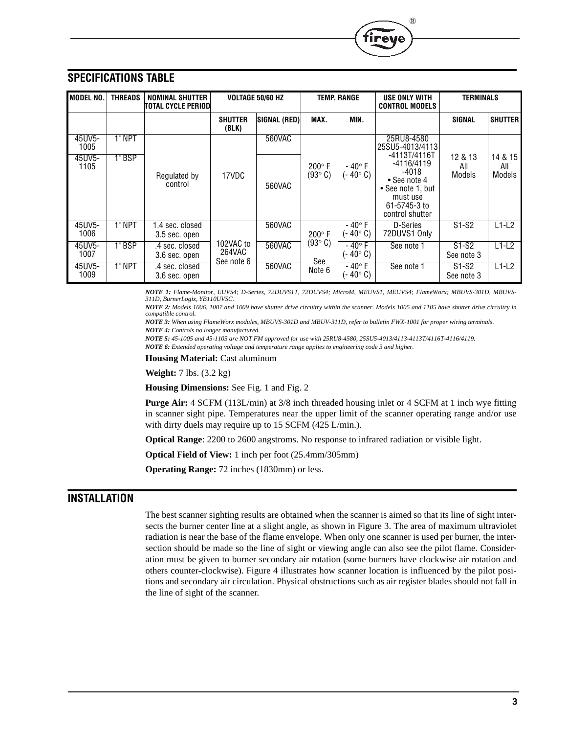## SPECIFICATIONS TABLE

| MODEL NO. | THREADS | NOMINAL SHUTTER TOTAL CYCLE PERIOD | VOLTAGE 50/60 HZ | | TEMP. RANGE | | USE ONLY WITH CONTROL MODELS | TERMINALS | |
|---|---|---|---|---|---|---|---|---|---|
| | | | SHUTTER (BLK) | SIGNAL (RED) | MAX. | MIN. | | SIGNAL | SHUTTER |
| 45UV5-1005 | 1" NPT | Regulated by control | 17VDC | 560VAC | 200° F (93° C) | - 40° F (- 40° C) | 25RU8-4580 25SU5-4013/4113 -4113T/4116T -4116/4119 -4018 • See note 4 • See note 1, but must use 61-5745-3 to control shutter | 12 & 13 All Models | 14 & 15 All Models |
| 45UV5-1105 | 1" BSP | | | 560VAC | | | | | |
| 45UV5-1006 | 1" NPT | 1.4 sec. closed 3.5 sec. open | 102VAC to 264VAC See note 6 | 560VAC | 200° F (93° C) See Note 6 | - 40° F (- 40° C) | D-Series 72DUVS1 Only | S1-S2 | L1-L2 |
| 45UV5-1007 | 1" BSP | .4 sec. closed 3.6 sec. open | | 560VAC | | - 40° F (- 40° C) | See note 1 | S1-S2 See note 3 | L1-L2 |
| 45UV5-1009 | 1" NPT | .4 sec. closed 3.6 sec. open | | 560VAC | | - 40° F (- 40° C) | See note 1 | S1-S2 See note 3 | L1-L2 |

*NOTE 1: Flame-Monitor, EUVS4; D-Series, 72DUVS1T, 72DUVS4; MicroM, MEUVS1, MEUVS4; FlameWorx; MBUVS-301D, MBUVS-311D, BurnerLogix, YB110UVSC.*

*NOTE 2: Models 1006, 1007 and 1009 have shutter drive circuitry within the scanner. Models 1005 and 1105 have shutter drive circuitry in compatible control.*

*NOTE 3: When using FlameWorx modules, MBUVS-301D and MBUV-311D, refer to bulletin FWX-1001 for proper wiring terminals.*

*NOTE 4: Controls no longer manufactured.*

*NOTE 5: 45-1005 and 45-1105 are NOT FM approved for use with 25RU8-4580, 25SU5-4013/4113-4113T/4116T-4116/4119.*

*NOTE 6: Extended operating voltage and temperature range applies to engineering code 3 and higher.*

**Housing Material:** Cast aluminum

**Weight:** 7 lbs. (3.2 kg)

**Housing Dimensions:** See Fig. 1 and Fig. 2

**Purge Air:** 4 SCFM (113L/min) at 3/8 inch threaded housing inlet or 4 SCFM at 1 inch wye fitting in scanner sight pipe. Temperatures near the upper limit of the scanner operating range and/or use with dirty duels may require up to 15 SCFM (425 L/min.).

**Optical Range**: 2200 to 2600 angstroms. No response to infrared radiation or visible light.

**Optical Field of View:** 1 inch per foot (25.4mm/305mm)

**Operating Range:** 72 inches (1830mm) or less.

## INSTALLATION

The best scanner sighting results are obtained when the scanner is aimed so that its line of sight intersects the burner center line at a slight angle, as shown in Figure 3. The area of maximum ultraviolet radiation is near the base of the flame envelope. When only one scanner is used per burner, the intersection should be made so the line of sight or viewing angle can also see the pilot flame. Consideration must be given to burner secondary air rotation (some burners have clockwise air rotation and others counter-clockwise). Figure 4 illustrates how scanner location is influenced by the pilot positions and secondary air circulation. Physical obstructions such as air register blades should not fall in the line of sight of the scanner.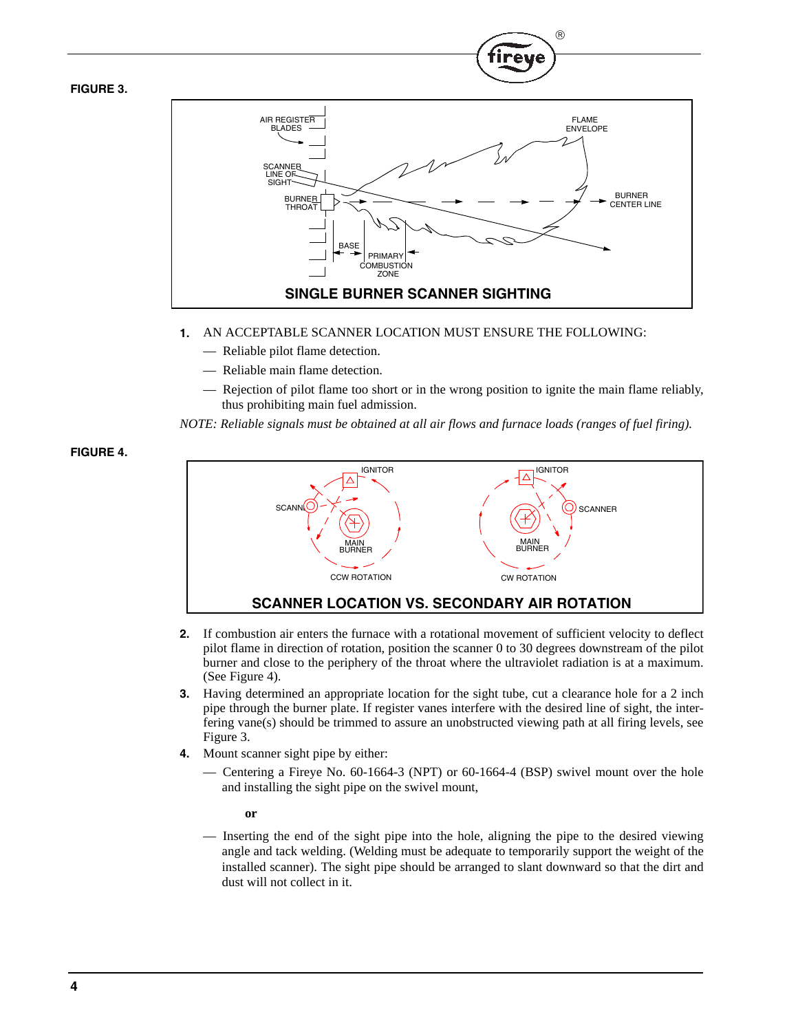**FIGURE 3.**

**SINGLE BURNER SCANNER SIGHTING**

1. AN ACCEPTABLE SCANNER LOCATION MUST ENSURE THE FOLLOWING:
   - — Reliable pilot flame detection.
   - — Reliable main flame detection.
   - — Rejection of pilot flame too short or in the wrong position to ignite the main flame reliably, thus prohibiting main fuel admission.

*NOTE: Reliable signals must be obtained at all air flows and furnace loads (ranges of fuel firing).*

**FIGURE 4.**

**SCANNER LOCATION VS. SECONDARY AIR ROTATION**

2. If combustion air enters the furnace with a rotational movement of sufficient velocity to deflect pilot flame in direction of rotation, position the scanner 0 to 30 degrees downstream of the pilot burner and close to the periphery of the throat where the ultraviolet radiation is at a maximum. (See Figure 4).
3. Having determined an appropriate location for the sight tube, cut a clearance hole for a 2 inch pipe through the burner plate. If register vanes interfere with the desired line of sight, the interfering vane(s) should be trimmed to assure an unobstructed viewing path at all firing levels, see Figure 3.
4. Mount scanner sight pipe by either:
   - — Centering a Fireye No. 60-1664-3 (NPT) or 60-1664-4 (BSP) swivel mount over the hole and installing the sight pipe on the swivel mount,

     **or**

   - — Inserting the end of the sight pipe into the hole, aligning the pipe to the desired viewing angle and tack welding. (Welding must be adequate to temporarily support the weight of the installed scanner). The sight pipe should be arranged to slant downward so that the dirt and dust will not collect in it.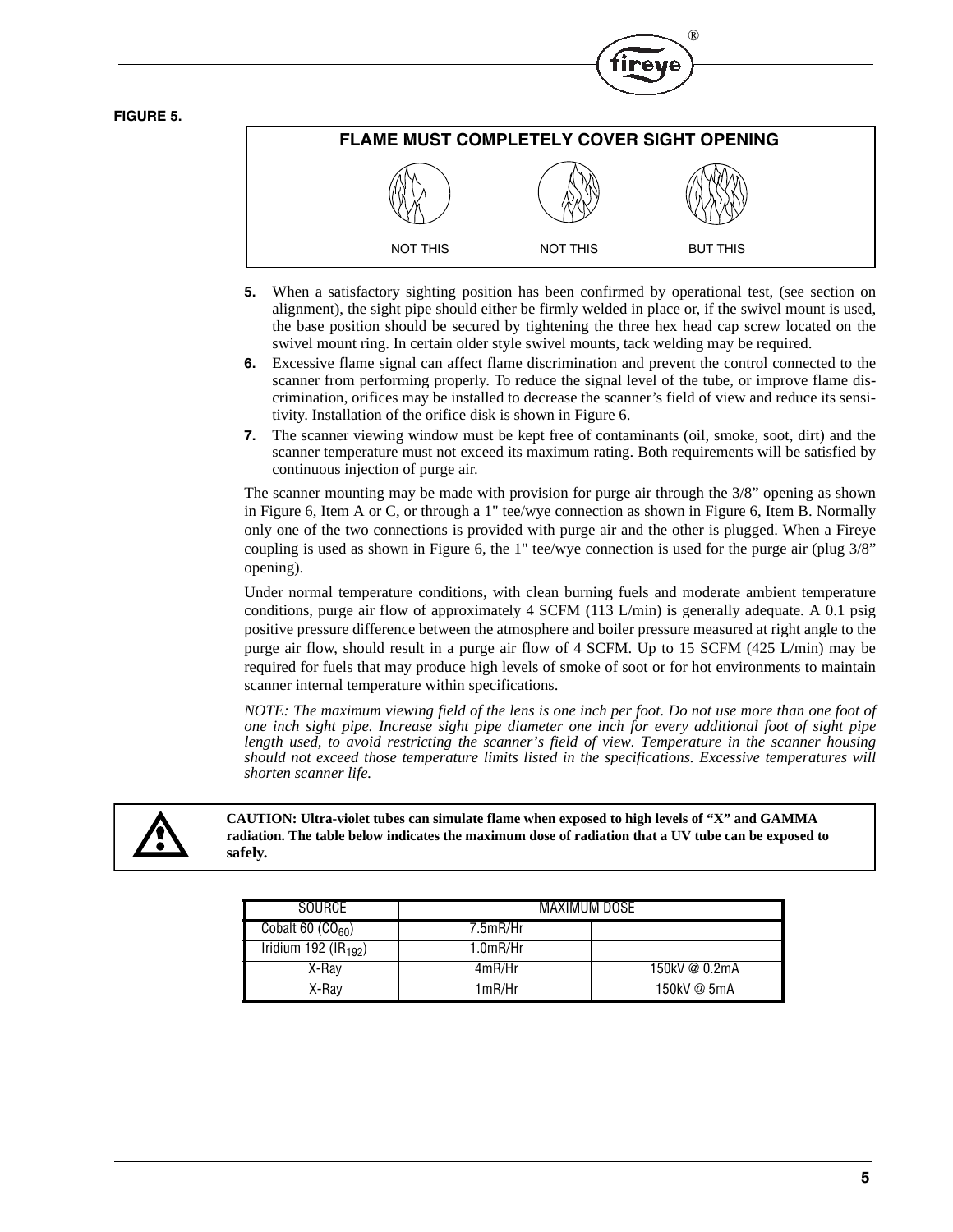**FIGURE 5.**

**FLAME MUST COMPLETELY COVER SIGHT OPENING**

NOT THIS NOT THIS BUT THIS

5. When a satisfactory sighting position has been confirmed by operational test, (see section on alignment), the sight pipe should either be firmly welded in place or, if the swivel mount is used, the base position should be secured by tightening the three hex head cap screw located on the swivel mount ring. In certain older style swivel mounts, tack welding may be required.
6. Excessive flame signal can affect flame discrimination and prevent the control connected to the scanner from performing properly. To reduce the signal level of the tube, or improve flame discrimination, orifices may be installed to decrease the scanner's field of view and reduce its sensitivity. Installation of the orifice disk is shown in Figure 6.
7. The scanner viewing window must be kept free of contaminants (oil, smoke, soot, dirt) and the scanner temperature must not exceed its maximum rating. Both requirements will be satisfied by continuous injection of purge air.

The scanner mounting may be made with provision for purge air through the 3/8" opening as shown in Figure 6, Item A or C, or through a 1" tee/wye connection as shown in Figure 6, Item B. Normally only one of the two connections is provided with purge air and the other is plugged. When a Fireye coupling is used as shown in Figure 6, the 1" tee/wye connection is used for the purge air (plug 3/8" opening).

Under normal temperature conditions, with clean burning fuels and moderate ambient temperature conditions, purge air flow of approximately 4 SCFM (113 L/min) is generally adequate. A 0.1 psig positive pressure difference between the atmosphere and boiler pressure measured at right angle to the purge air flow, should result in a purge air flow of 4 SCFM. Up to 15 SCFM (425 L/min) may be required for fuels that may produce high levels of smoke of soot or for hot environments to maintain scanner internal temperature within specifications.

*NOTE: The maximum viewing field of the lens is one inch per foot. Do not use more than one foot of one inch sight pipe. Increase sight pipe diameter one inch for every additional foot of sight pipe length used, to avoid restricting the scanner's field of view. Temperature in the scanner housing should not exceed those temperature limits listed in the specifications. Excessive temperatures will shorten scanner life.*

**CAUTION: Ultra-violet tubes can simulate flame when exposed to high levels of "X" and GAMMA radiation. The table below indicates the maximum dose of radiation that a UV tube can be exposed to safely.**

| SOURCE | MAXIMUM DOSE | |
|---|---|---|
| Cobalt 60 ($CO_{60}$) | 7.5mR/Hr | |
| Iridium 192 ($IR_{192}$) | 1.0mR/Hr | |
| X-Ray | 4mR/Hr | 150kV @ 0.2mA |
| X-Ray | 1mR/Hr | 150kV @ 5mA |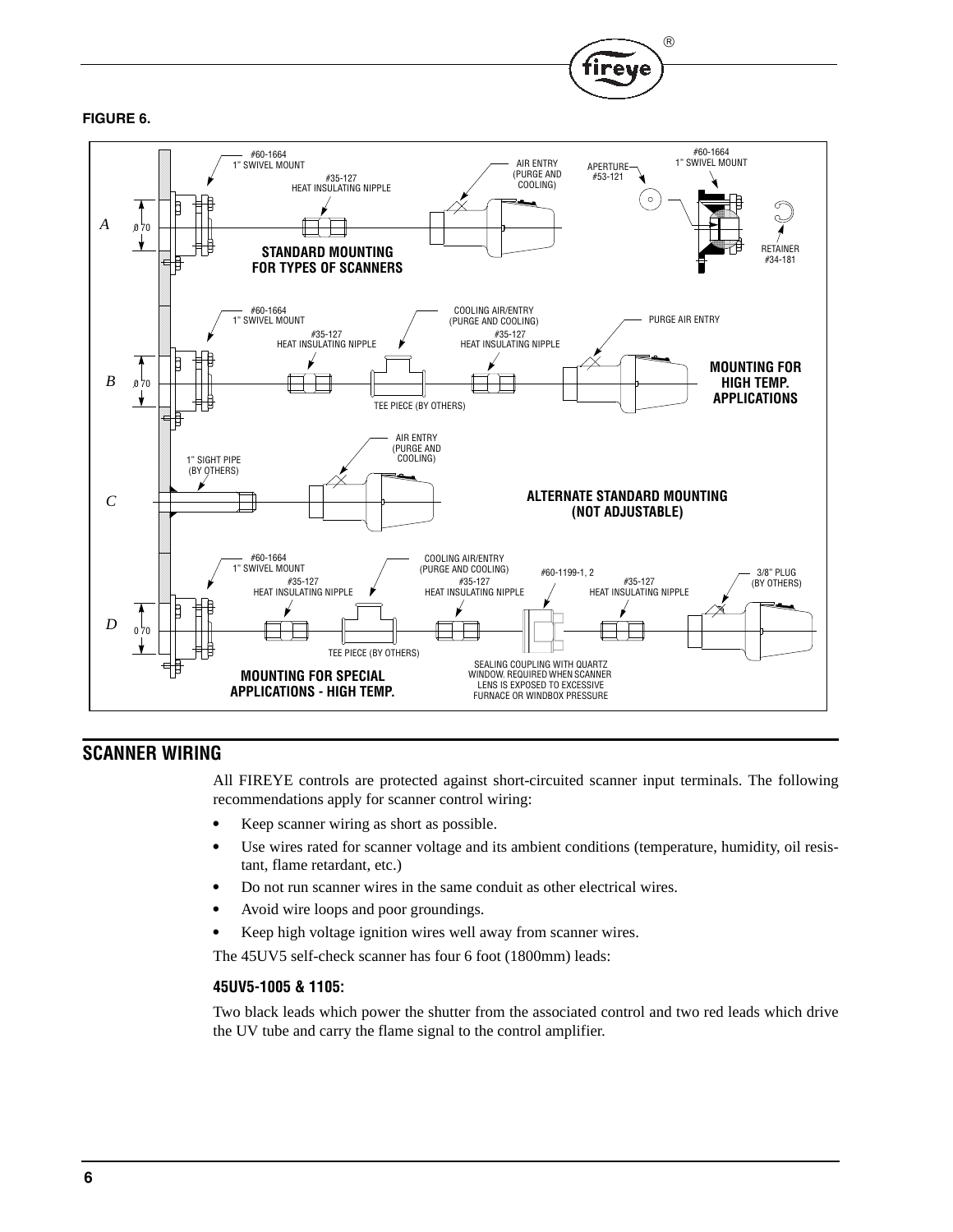**FIGURE 6.**

## SCANNER WIRING

All FIREYE controls are protected against short-circuited scanner input terminals. The following recommendations apply for scanner control wiring:

- Keep scanner wiring as short as possible.
- Use wires rated for scanner voltage and its ambient conditions (temperature, humidity, oil resistant, flame retardant, etc.)
- Do not run scanner wires in the same conduit as other electrical wires.
- Avoid wire loops and poor groundings.
- Keep high voltage ignition wires well away from scanner wires.

The 45UV5 self-check scanner has four 6 foot (1800mm) leads:

### 45UV5-1005 & 1105:

Two black leads which power the shutter from the associated control and two red leads which drive the UV tube and carry the flame signal to the control amplifier.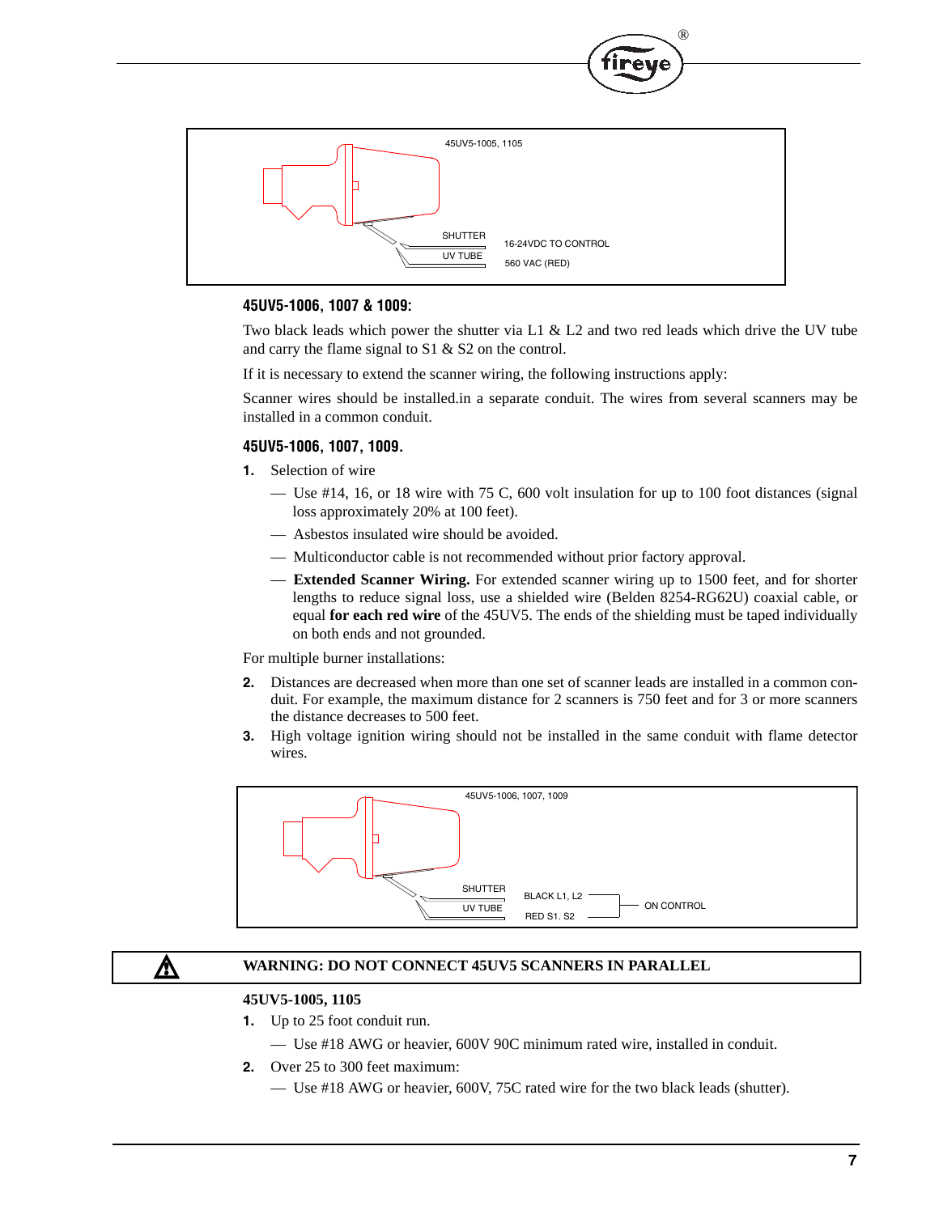45UV5-1005, 1105

SHUTTER

UV TUBE

16-24VDC TO CONTROL

560 VAC (RED)

### 45UV5-1006, 1007 & 1009:

Two black leads which power the shutter via L1 & L2 and two red leads which drive the UV tube and carry the flame signal to S1 & S2 on the control.

If it is necessary to extend the scanner wiring, the following instructions apply:

Scanner wires should be installed.in a separate conduit. The wires from several scanners may be installed in a common conduit.

### 45UV5-1006, 1007, 1009.

1. Selection of wire
   - Use #14, 16, or 18 wire with 75 C, 600 volt insulation for up to 100 foot distances (signal loss approximately 20% at 100 feet).
   - Asbestos insulated wire should be avoided.
   - Multiconductor cable is not recommended without prior factory approval.
   - **Extended Scanner Wiring.** For extended scanner wiring up to 1500 feet, and for shorter lengths to reduce signal loss, use a shielded wire (Belden 8254-RG62U) coaxial cable, or equal **for each red wire** of the 45UV5. The ends of the shielding must be taped individually on both ends and not grounded.

For multiple burner installations:

2. Distances are decreased when more than one set of scanner leads are installed in a common conduit. For example, the maximum distance for 2 scanners is 750 feet and for 3 or more scanners the distance decreases to 500 feet.
3. High voltage ignition wiring should not be installed in the same conduit with flame detector wires.

45UV5-1006, 1007, 1009

SHUTTER

UV TUBE

BLACK L1, L2

RED S1. S2

ON CONTROL

**WARNING: DO NOT CONNECT 45UV5 SCANNERS IN PARALLEL**

**45UV5-1005, 1105**

1. Up to 25 foot conduit run.
   - Use #18 AWG or heavier, 600V 90C minimum rated wire, installed in conduit.
2. Over 25 to 300 feet maximum:
   - Use #18 AWG or heavier, 600V, 75C rated wire for the two black leads (shutter).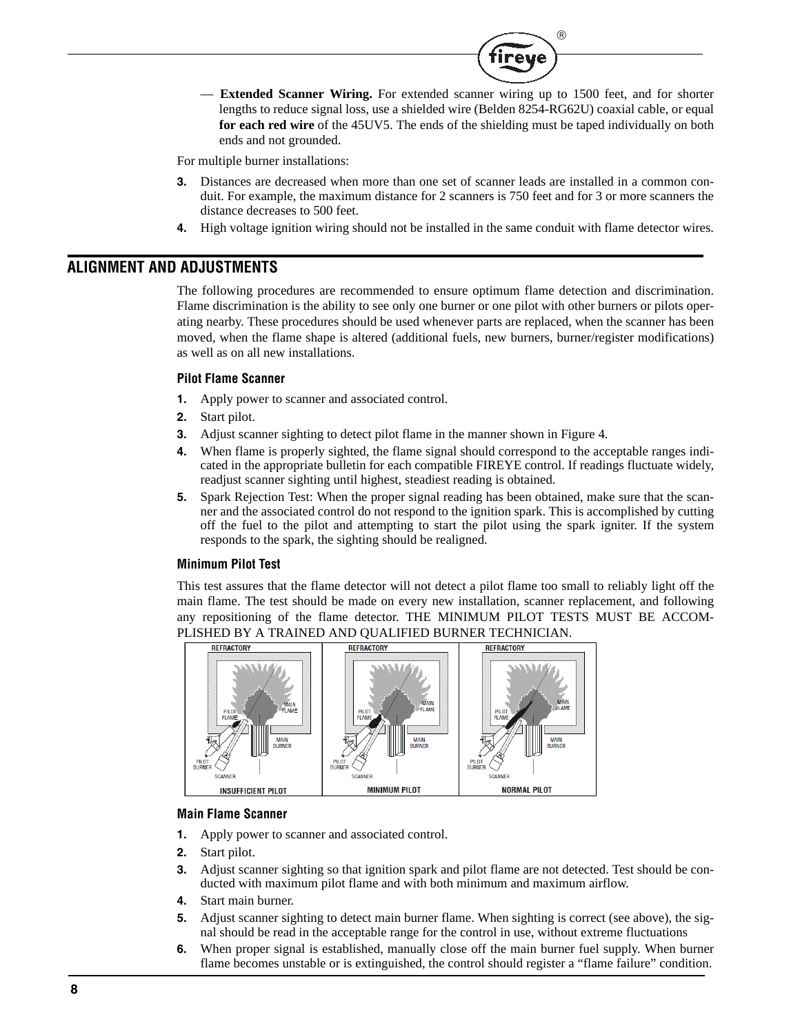— **Extended Scanner Wiring.** For extended scanner wiring up to 1500 feet, and for shorter lengths to reduce signal loss, use a shielded wire (Belden 8254-RG62U) coaxial cable, or equal **for each red wire** of the 45UV5. The ends of the shielding must be taped individually on both ends and not grounded.

For multiple burner installations:

3. Distances are decreased when more than one set of scanner leads are installed in a common conduit. For example, the maximum distance for 2 scanners is 750 feet and for 3 or more scanners the distance decreases to 500 feet.
4. High voltage ignition wiring should not be installed in the same conduit with flame detector wires.

## ALIGNMENT AND ADJUSTMENTS

The following procedures are recommended to ensure optimum flame detection and discrimination. Flame discrimination is the ability to see only one burner or one pilot with other burners or pilots operating nearby. These procedures should be used whenever parts are replaced, when the scanner has been moved, when the flame shape is altered (additional fuels, new burners, burner/register modifications) as well as on all new installations.

### Pilot Flame Scanner

1. Apply power to scanner and associated control.
2. Start pilot.
3. Adjust scanner sighting to detect pilot flame in the manner shown in Figure 4.
4. When flame is properly sighted, the flame signal should correspond to the acceptable ranges indicated in the appropriate bulletin for each compatible FIREYE control. If readings fluctuate widely, readjust scanner sighting until highest, steadiest reading is obtained.
5. Spark Rejection Test: When the proper signal reading has been obtained, make sure that the scanner and the associated control do not respond to the ignition spark. This is accomplished by cutting off the fuel to the pilot and attempting to start the pilot using the spark igniter. If the system responds to the spark, the sighting should be realigned.

### Minimum Pilot Test

This test assures that the flame detector will not detect a pilot flame too small to reliably light off the main flame. The test should be made on every new installation, scanner replacement, and following any repositioning of the flame detector. THE MINIMUM PILOT TESTS MUST BE ACCOMPLISHED BY A TRAINED AND QUALIFIED BURNER TECHNICIAN.

INSUFFICIENT PILOT — MINIMUM PILOT — NORMAL PILOT

### Main Flame Scanner

1. Apply power to scanner and associated control.
2. Start pilot.
3. Adjust scanner sighting so that ignition spark and pilot flame are not detected. Test should be conducted with maximum pilot flame and with both minimum and maximum airflow.
4. Start main burner.
5. Adjust scanner sighting to detect main burner flame. When sighting is correct (see above), the signal should be read in the acceptable range for the control in use, without extreme fluctuations
6. When proper signal is established, manually close off the main burner fuel supply. When burner flame becomes unstable or is extinguished, the control should register a “flame failure” condition.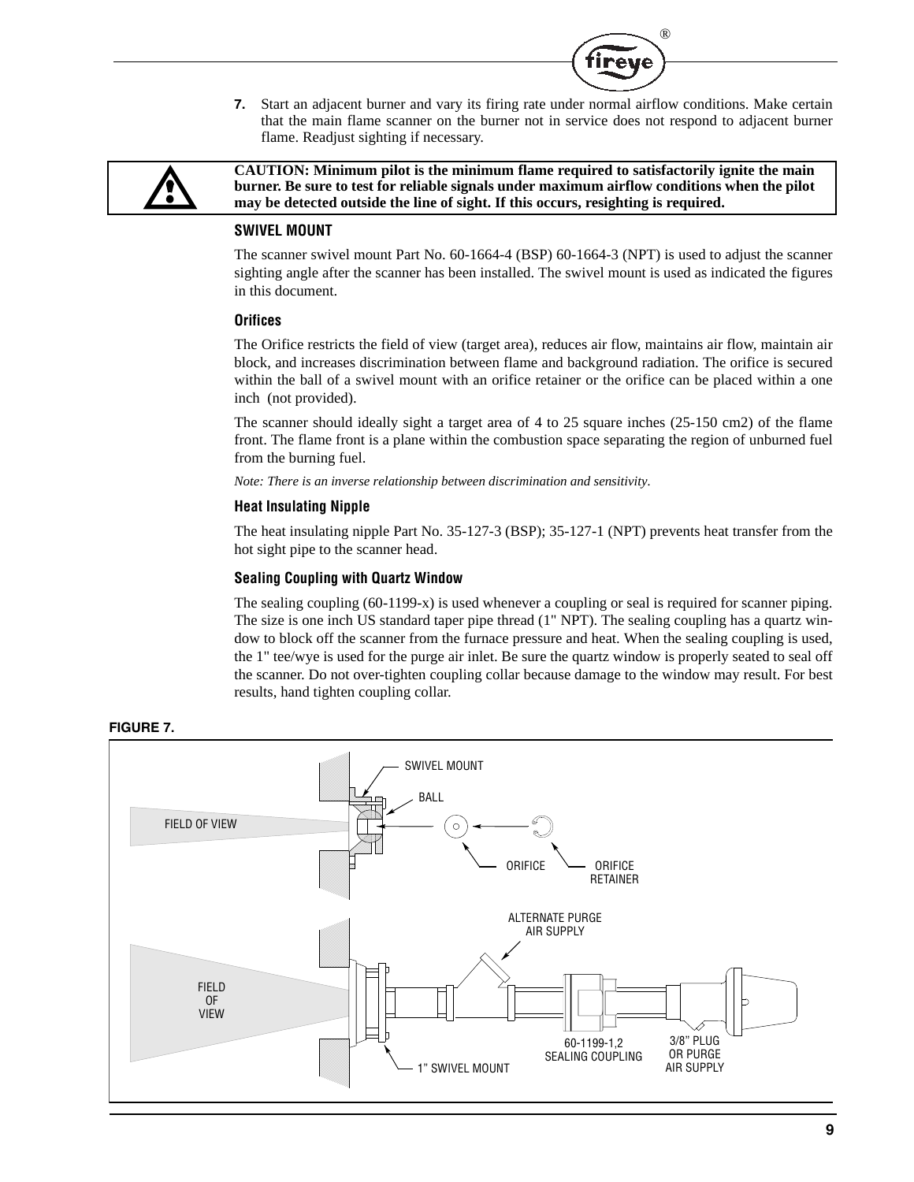**7.** Start an adjacent burner and vary its firing rate under normal airflow conditions. Make certain that the main flame scanner on the burner not in service does not respond to adjacent burner flame. Readjust sighting if necessary.

> **CAUTION: Minimum pilot is the minimum flame required to satisfactorily ignite the main burner. Be sure to test for reliable signals under maximum airflow conditions when the pilot may be detected outside the line of sight. If this occurs, resighting is required.**

## SWIVEL MOUNT

The scanner swivel mount Part No. 60-1664-4 (BSP) 60-1664-3 (NPT) is used to adjust the scanner sighting angle after the scanner has been installed. The swivel mount is used as indicated the figures in this document.

### Orifices

The Orifice restricts the field of view (target area), reduces air flow, maintains air flow, maintain air block, and increases discrimination between flame and background radiation. The orifice is secured within the ball of a swivel mount with an orifice retainer or the orifice can be placed within a one inch (not provided).

The scanner should ideally sight a target area of 4 to 25 square inches (25-150 cm2) of the flame front. The flame front is a plane within the combustion space separating the region of unburned fuel from the burning fuel.

*Note: There is an inverse relationship between discrimination and sensitivity.*

### Heat Insulating Nipple

The heat insulating nipple Part No. 35-127-3 (BSP); 35-127-1 (NPT) prevents heat transfer from the hot sight pipe to the scanner head.

### Sealing Coupling with Quartz Window

The sealing coupling (60-1199-x) is used whenever a coupling or seal is required for scanner piping. The size is one inch US standard taper pipe thread (1" NPT). The sealing coupling has a quartz window to block off the scanner from the furnace pressure and heat. When the sealing coupling is used, the 1" tee/wye is used for the purge air inlet. Be sure the quartz window is properly seated to seal off the scanner. Do not over-tighten coupling collar because damage to the window may result. For best results, hand tighten coupling collar.

**FIGURE 7.**

SWIVEL MOUNT
BALL
FIELD OF VIEW
ORIFICE
ORIFICE RETAINER
ALTERNATE PURGE AIR SUPPLY
FIELD OF VIEW
60-1199-1,2 SEALING COUPLING
3/8" PLUG OR PURGE AIR SUPPLY
1" SWIVEL MOUNT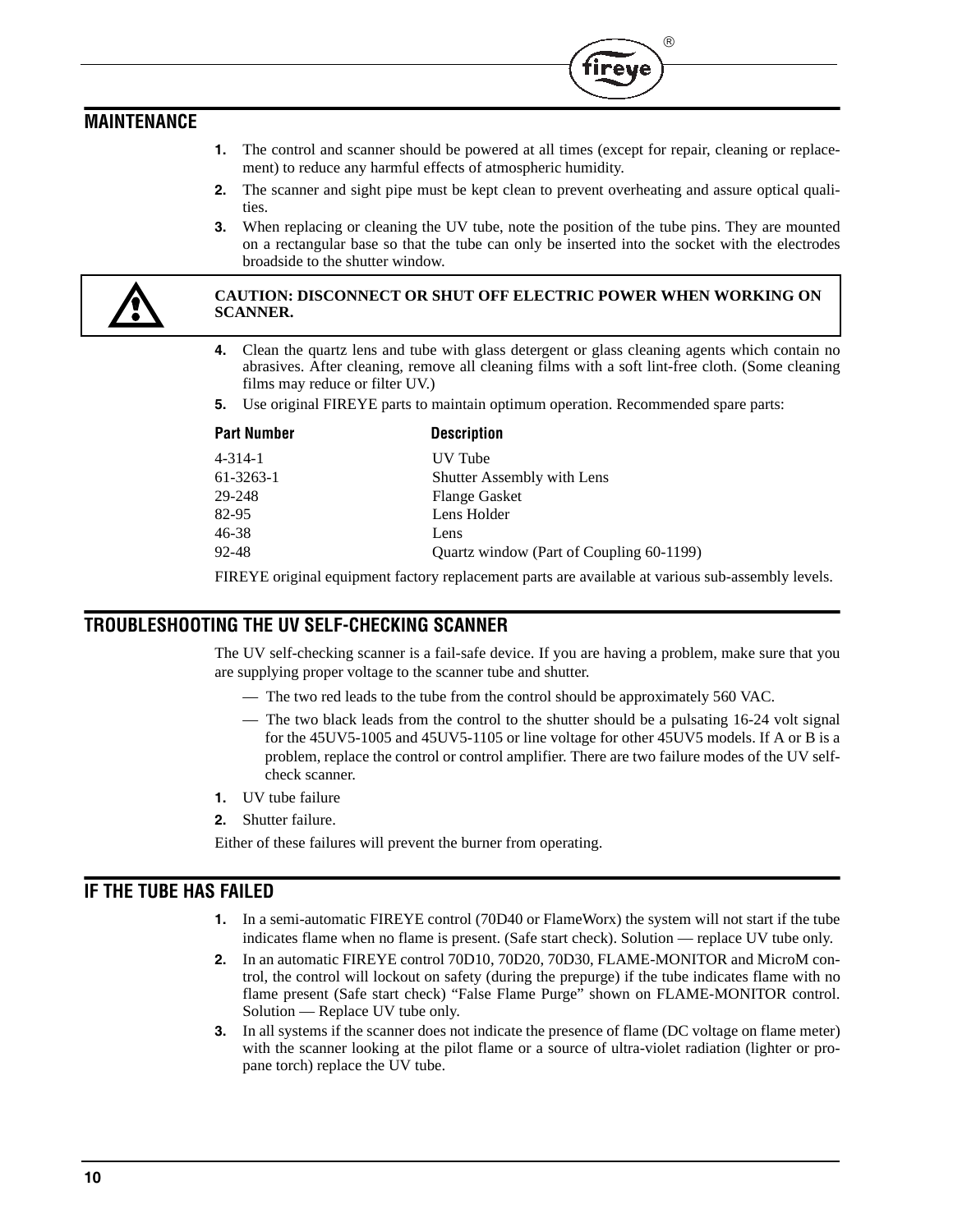## MAINTENANCE

1. The control and scanner should be powered at all times (except for repair, cleaning or replacement) to reduce any harmful effects of atmospheric humidity.
2. The scanner and sight pipe must be kept clean to prevent overheating and assure optical qualities.
3. When replacing or cleaning the UV tube, note the position of the tube pins. They are mounted on a rectangular base so that the tube can only be inserted into the socket with the electrodes broadside to the shutter window.

**CAUTION: DISCONNECT OR SHUT OFF ELECTRIC POWER WHEN WORKING ON SCANNER.**

4. Clean the quartz lens and tube with glass detergent or glass cleaning agents which contain no abrasives. After cleaning, remove all cleaning films with a soft lint-free cloth. (Some cleaning films may reduce or filter UV.)
5. Use original FIREYE parts to maintain optimum operation. Recommended spare parts:

| Part Number | Description |
|---|---|
| 4-314-1 | UV Tube |
| 61-3263-1 | Shutter Assembly with Lens |
| 29-248 | Flange Gasket |
| 82-95 | Lens Holder |
| 46-38 | Lens |
| 92-48 | Quartz window (Part of Coupling 60-1199) |

FIREYE original equipment factory replacement parts are available at various sub-assembly levels.

## TROUBLESHOOTING THE UV SELF-CHECKING SCANNER

The UV self-checking scanner is a fail-safe device. If you are having a problem, make sure that you are supplying proper voltage to the scanner tube and shutter.

— The two red leads to the tube from the control should be approximately 560 VAC.

— The two black leads from the control to the shutter should be a pulsating 16-24 volt signal for the 45UV5-1005 and 45UV5-1105 or line voltage for other 45UV5 models. If A or B is a problem, replace the control or control amplifier. There are two failure modes of the UV self-check scanner.

1. UV tube failure
2. Shutter failure.

Either of these failures will prevent the burner from operating.

## IF THE TUBE HAS FAILED

1. In a semi-automatic FIREYE control (70D40 or FlameWorx) the system will not start if the tube indicates flame when no flame is present. (Safe start check). Solution — replace UV tube only.
2. In an automatic FIREYE control 70D10, 70D20, 70D30, FLAME-MONITOR and MicroM control, the control will lockout on safety (during the prepurge) if the tube indicates flame with no flame present (Safe start check) "False Flame Purge" shown on FLAME-MONITOR control. Solution — Replace UV tube only.
3. In all systems if the scanner does not indicate the presence of flame (DC voltage on flame meter) with the scanner looking at the pilot flame or a source of ultra-violet radiation (lighter or propane torch) replace the UV tube.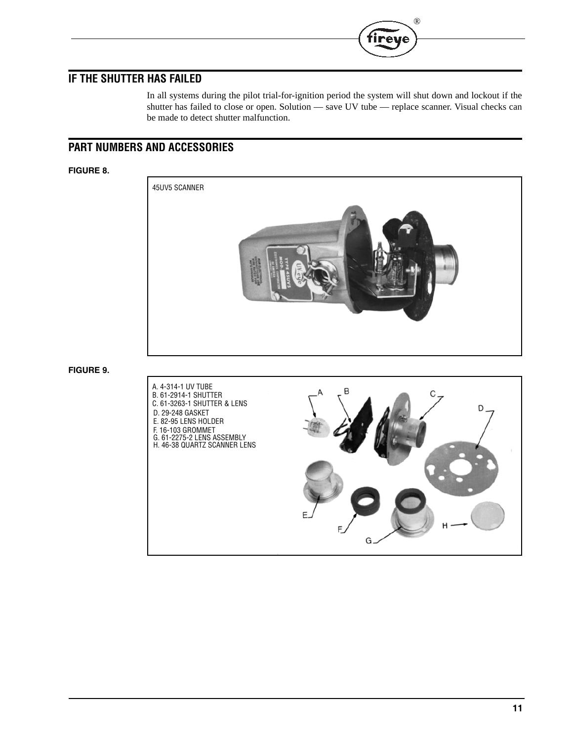## IF THE SHUTTER HAS FAILED

In all systems during the pilot trial-for-ignition period the system will shut down and lockout if the shutter has failed to close or open. Solution — save UV tube — replace scanner. Visual checks can be made to detect shutter malfunction.

## PART NUMBERS AND ACCESSORIES

**FIGURE 8.**

45UV5 SCANNER

**FIGURE 9.**

A. 4-314-1 UV TUBE
B. 61-2914-1 SHUTTER
C. 61-3263-1 SHUTTER & LENS
D. 29-248 GASKET
E. 82-95 LENS HOLDER
F. 16-103 GROMMET
G. 61-2275-2 LENS ASSEMBLY
H. 46-38 QUARTZ SCANNER LENS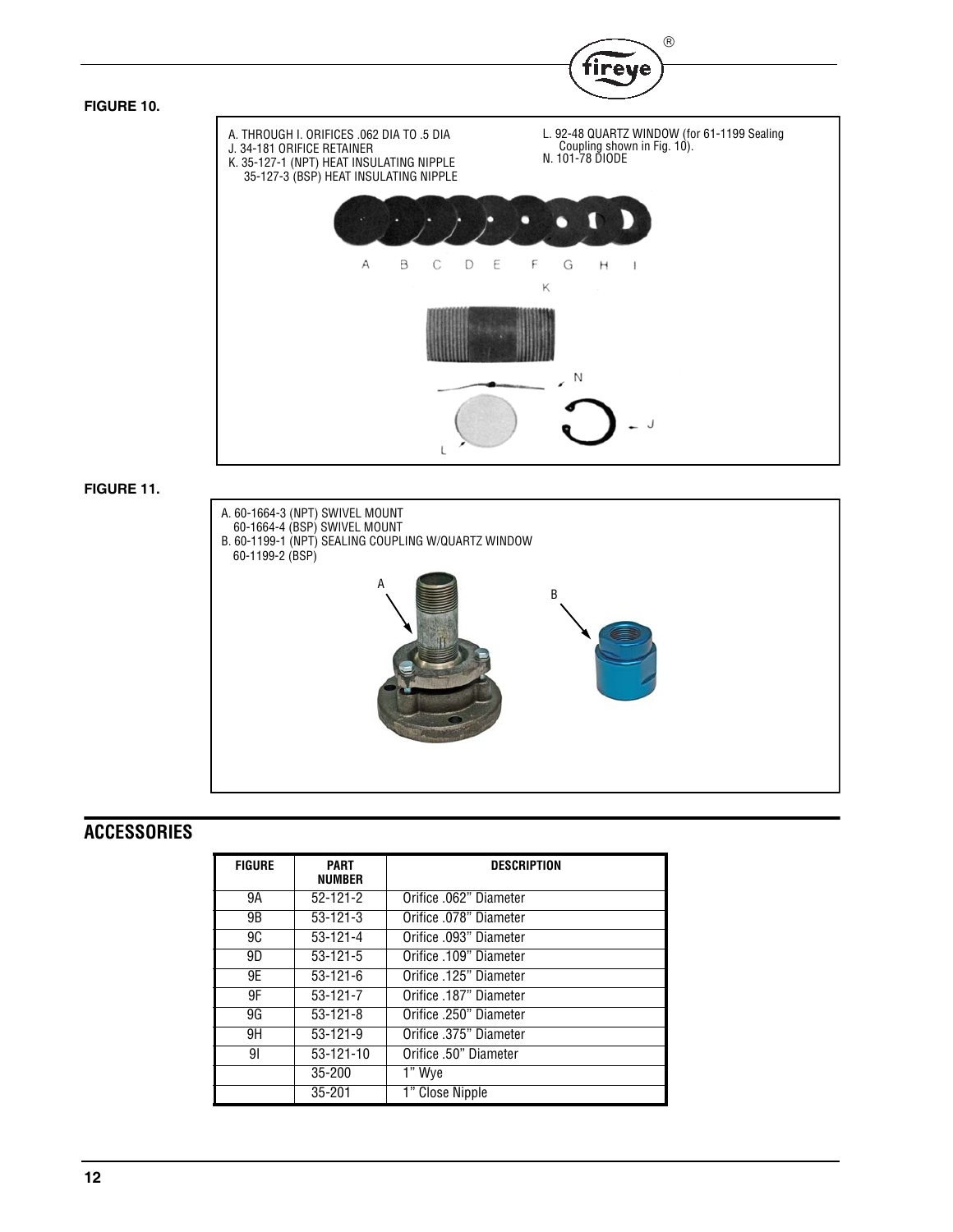**FIGURE 10.**

A. THROUGH I. ORIFICES .062 DIA TO .5 DIA
J. 34-181 ORIFICE RETAINER
K. 35-127-1 (NPT) HEAT INSULATING NIPPLE
35-127-3 (BSP) HEAT INSULATING NIPPLE
L. 92-48 QUARTZ WINDOW (for 61-1199 Sealing Coupling shown in Fig. 10).
N. 101-78 DIODE

A B C D E F G H I

K

N

L

J

**FIGURE 11.**

A. 60-1664-3 (NPT) SWIVEL MOUNT
60-1664-4 (BSP) SWIVEL MOUNT
B. 60-1199-1 (NPT) SEALING COUPLING W/QUARTZ WINDOW
60-1199-2 (BSP)

A

B

## ACCESSORIES

| FIGURE | PART NUMBER | DESCRIPTION |
|---|---|---|
| 9A | 52-121-2 | Orifice .062" Diameter |
| 9B | 53-121-3 | Orifice .078" Diameter |
| 9C | 53-121-4 | Orifice .093" Diameter |
| 9D | 53-121-5 | Orifice .109" Diameter |
| 9E | 53-121-6 | Orifice .125" Diameter |
| 9F | 53-121-7 | Orifice .187" Diameter |
| 9G | 53-121-8 | Orifice .250" Diameter |
| 9H | 53-121-9 | Orifice .375" Diameter |
| 9I | 53-121-10 | Orifice .50" Diameter |
| | 35-200 | 1" Wye |
| | 35-201 | 1" Close Nipple |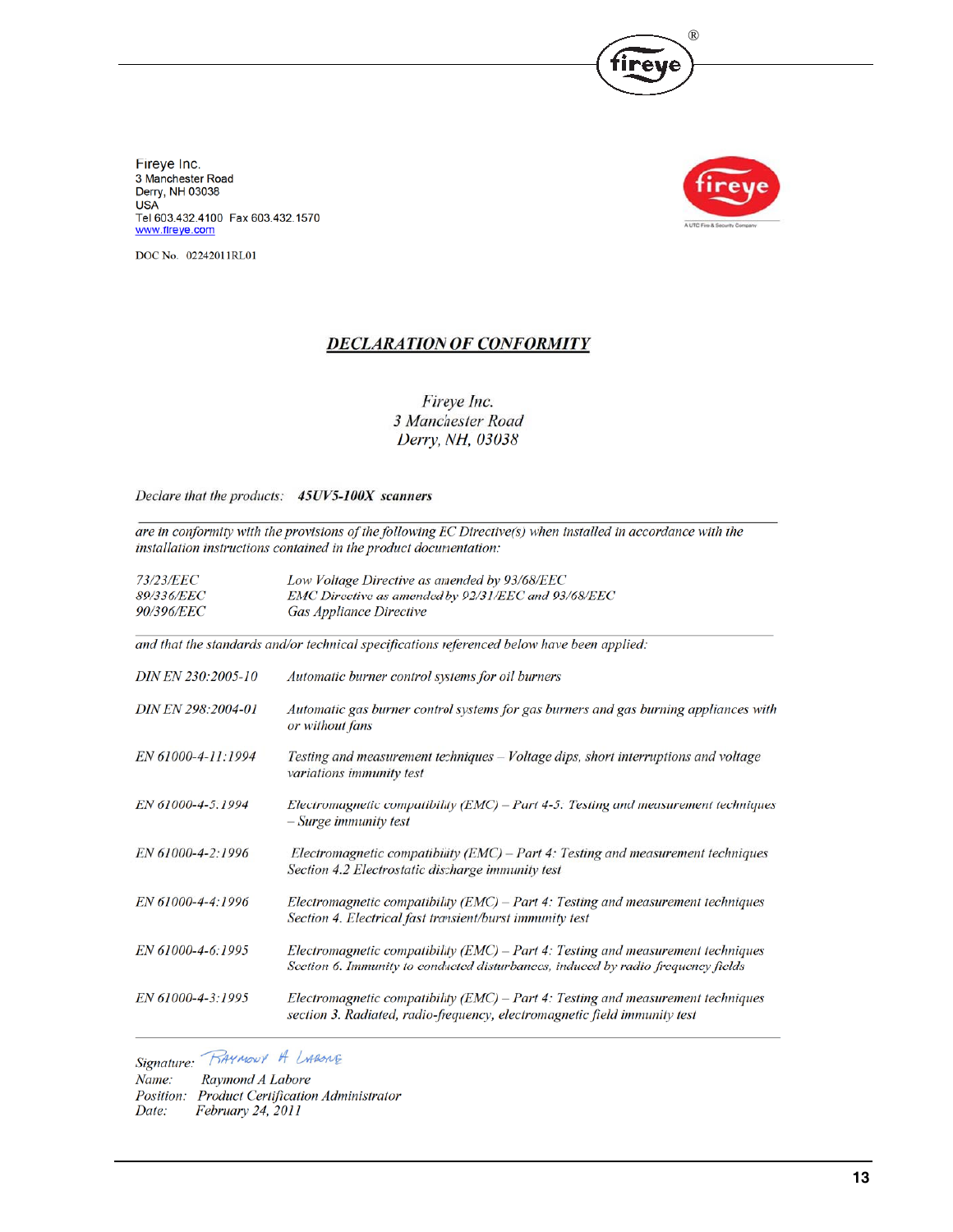Fireye Inc.
3 Manchester Road
Derry, NH 03038
USA
Tel 603.432.4100 Fax 603.432.1570
www.fireye.com

DOC No. 02242011RL01

# *DECLARATION OF CONFORMITY*

*Fireye Inc.*
*3 Manchester Road*
*Derry, NH, 03038*

*Declare that the products:* ***45UV5-100X scanners***

*are in conformity with the provisions of the following EC Directive(s) when installed in accordance with the installation instructions contained in the product documentation:*

| | |
|---|---|
| *73/23/EEC* | *Low Voltage Directive as amended by 93/68/EEC* |
| *89/336/EEC* | *EMC Directive as amended by 92/31/EEC and 93/68/EEC* |
| *90/396/EEC* | *Gas Appliance Directive* |

*and that the standards and/or technical specifications referenced below have been applied:*

| | |
|---|---|
| *DIN EN 230:2005-10* | *Automatic burner control systems for oil burners* |
| *DIN EN 298:2004-01* | *Automatic gas burner control systems for gas burners and gas burning appliances with or without fans* |
| *EN 61000-4-11:1994* | *Testing and measurement techniques – Voltage dips, short interruptions and voltage variations immunity test* |
| *EN 61000-4-5:1994* | *Electromagnetic compatibility (EMC) – Part 4-5. Testing and measurement techniques – Surge immunity test* |
| *EN 61000-4-2:1996* | *Electromagnetic compatibility (EMC) – Part 4: Testing and measurement techniques Section 4.2 Electrostatic discharge immunity test* |
| *EN 61000-4-4:1996* | *Electromagnetic compatibility (EMC) – Part 4: Testing and measurement techniques Section 4. Electrical fast transient/burst immunity test* |
| *EN 61000-4-6:1995* | *Electromagnetic compatibility (EMC) – Part 4: Testing and measurement techniques Section 6. Immunity to conducted disturbances, induced by radio frequency fields* |
| *EN 61000-4-3:1995* | *Electromagnetic compatibility (EMC) – Part 4: Testing and measurement techniques section 3. Radiated, radio-frequency, electromagnetic field immunity test* |

*Signature:* Raymond A Labore
*Name:* *Raymond A Labore*
*Position:* *Product Certification Administrator*
*Date:* *February 24, 2011*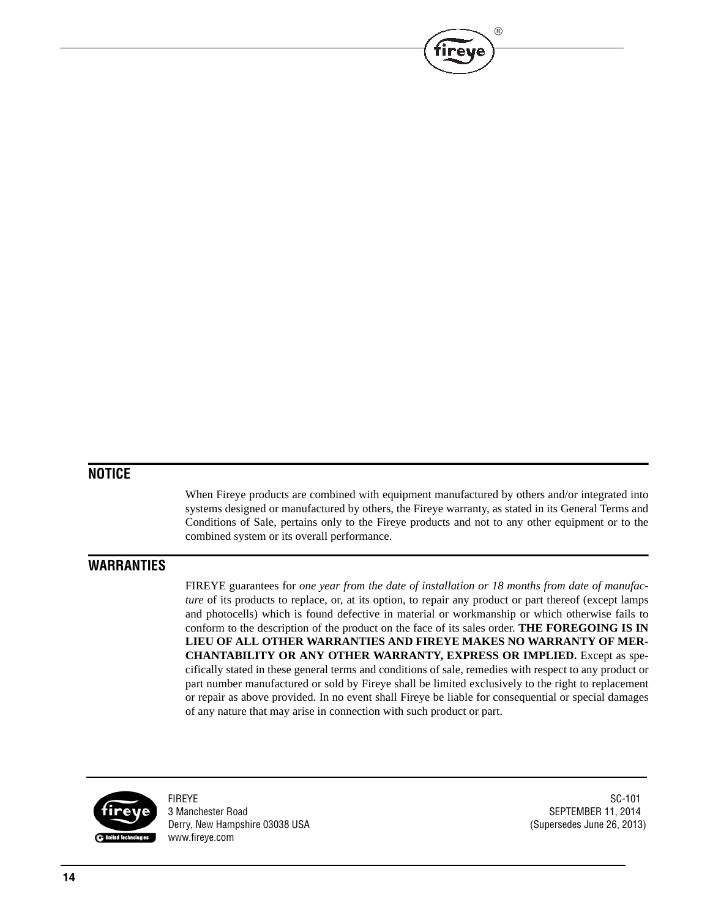## NOTICE

When Fireye products are combined with equipment manufactured by others and/or integrated into systems designed or manufactured by others, the Fireye warranty, as stated in its General Terms and Conditions of Sale, pertains only to the Fireye products and not to any other equipment or to the combined system or its overall performance.

## WARRANTIES

FIREYE guarantees for *one year from the date of installation or 18 months from date of manufacture* of its products to replace, or, at its option, to repair any product or part thereof (except lamps and photocells) which is found defective in material or workmanship or which otherwise fails to conform to the description of the product on the face of its sales order. **THE FOREGOING IS IN LIEU OF ALL OTHER WARRANTIES AND FIREYE MAKES NO WARRANTY OF MERCHANTABILITY OR ANY OTHER WARRANTY, EXPRESS OR IMPLIED.** Except as specifically stated in these general terms and conditions of sale, remedies with respect to any product or part number manufactured or sold by Fireye shall be limited exclusively to the right to replacement or repair as above provided. In no event shall Fireye be liable for consequential or special damages of any nature that may arise in connection with such product or part.

FIREYE
3 Manchester Road
Derry, New Hampshire 03038 USA
www.fireye.com

SC-101
SEPTEMBER 11, 2014
(Supersedes June 26, 2013)